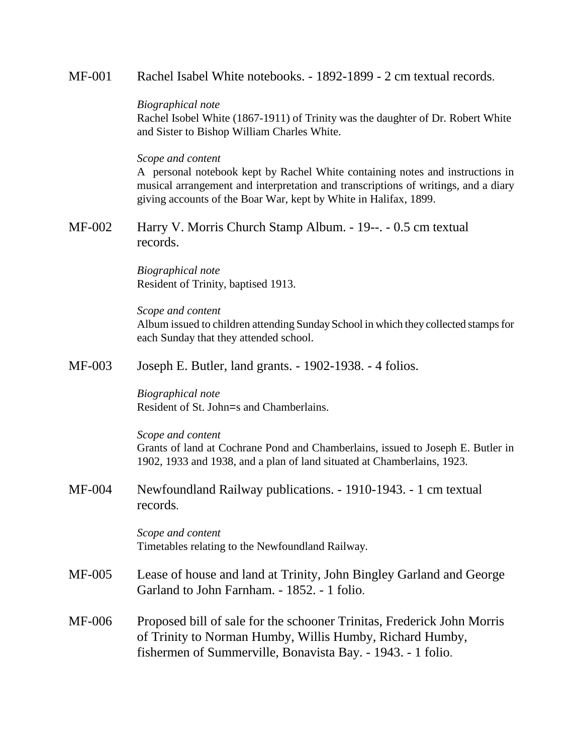MF-001 Rachel Isabel White notebooks. - 1892-1899 - 2 cm textual records.

*Biographical note*
Rachel Isobel White (1867-1911) of Trinity was the daughter of Dr. Robert White and Sister to Bishop William Charles White.

*Scope and content*
A personal notebook kept by Rachel White containing notes and instructions in musical arrangement and interpretation and transcriptions of writings, and a diary giving accounts of the Boar War, kept by White in Halifax, 1899.

MF-002 Harry V. Morris Church Stamp Album. - 19--. - 0.5 cm textual records.

*Biographical note*
Resident of Trinity, baptised 1913.

*Scope and content*
Album issued to children attending Sunday School in which they collected stamps for each Sunday that they attended school.

MF-003 Joseph E. Butler, land grants. - 1902-1938. - 4 folios.

*Biographical note*
Resident of St. John=s and Chamberlains.

*Scope and content*
Grants of land at Cochrane Pond and Chamberlains, issued to Joseph E. Butler in 1902, 1933 and 1938, and a plan of land situated at Chamberlains, 1923.

MF-004 Newfoundland Railway publications. - 1910-1943. - 1 cm textual records.

*Scope and content*
Timetables relating to the Newfoundland Railway.

MF-005 Lease of house and land at Trinity, John Bingley Garland and George Garland to John Farnham. - 1852. - 1 folio.

MF-006 Proposed bill of sale for the schooner Trinitas, Frederick John Morris of Trinity to Norman Humby, Willis Humby, Richard Humby, fishermen of Summerville, Bonavista Bay. - 1943. - 1 folio.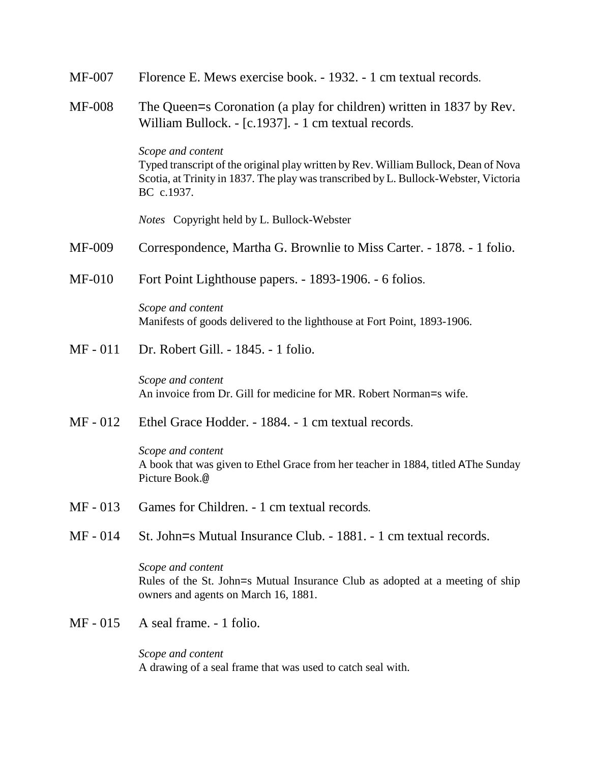MF-007 Florence E. Mews exercise book. - 1932. - 1 cm textual records.

MF-008 The Queen=s Coronation (a play for children) written in 1837 by Rev. William Bullock. - [c.1937]. - 1 cm textual records.

*Scope and content*
Typed transcript of the original play written by Rev. William Bullock, Dean of Nova Scotia, at Trinity in 1837. The play was transcribed by L. Bullock-Webster, Victoria BC c.1937.

*Notes* Copyright held by L. Bullock-Webster

MF-009 Correspondence, Martha G. Brownlie to Miss Carter. - 1878. - 1 folio.

MF-010 Fort Point Lighthouse papers. - 1893-1906. - 6 folios.

*Scope and content*
Manifests of goods delivered to the lighthouse at Fort Point, 1893-1906.

MF - 011 Dr. Robert Gill. - 1845. - 1 folio.

*Scope and content*
An invoice from Dr. Gill for medicine for MR. Robert Norman=s wife.

MF - 012 Ethel Grace Hodder. - 1884. - 1 cm textual records.

*Scope and content*
A book that was given to Ethel Grace from her teacher in 1884, titled AThe Sunday Picture Book.@

MF - 013 Games for Children. - 1 cm textual records.

MF - 014 St. John=s Mutual Insurance Club. - 1881. - 1 cm textual records.

*Scope and content*
Rules of the St. John=s Mutual Insurance Club as adopted at a meeting of ship owners and agents on March 16, 1881.

MF - 015 A seal frame. - 1 folio.

*Scope and content*
A drawing of a seal frame that was used to catch seal with.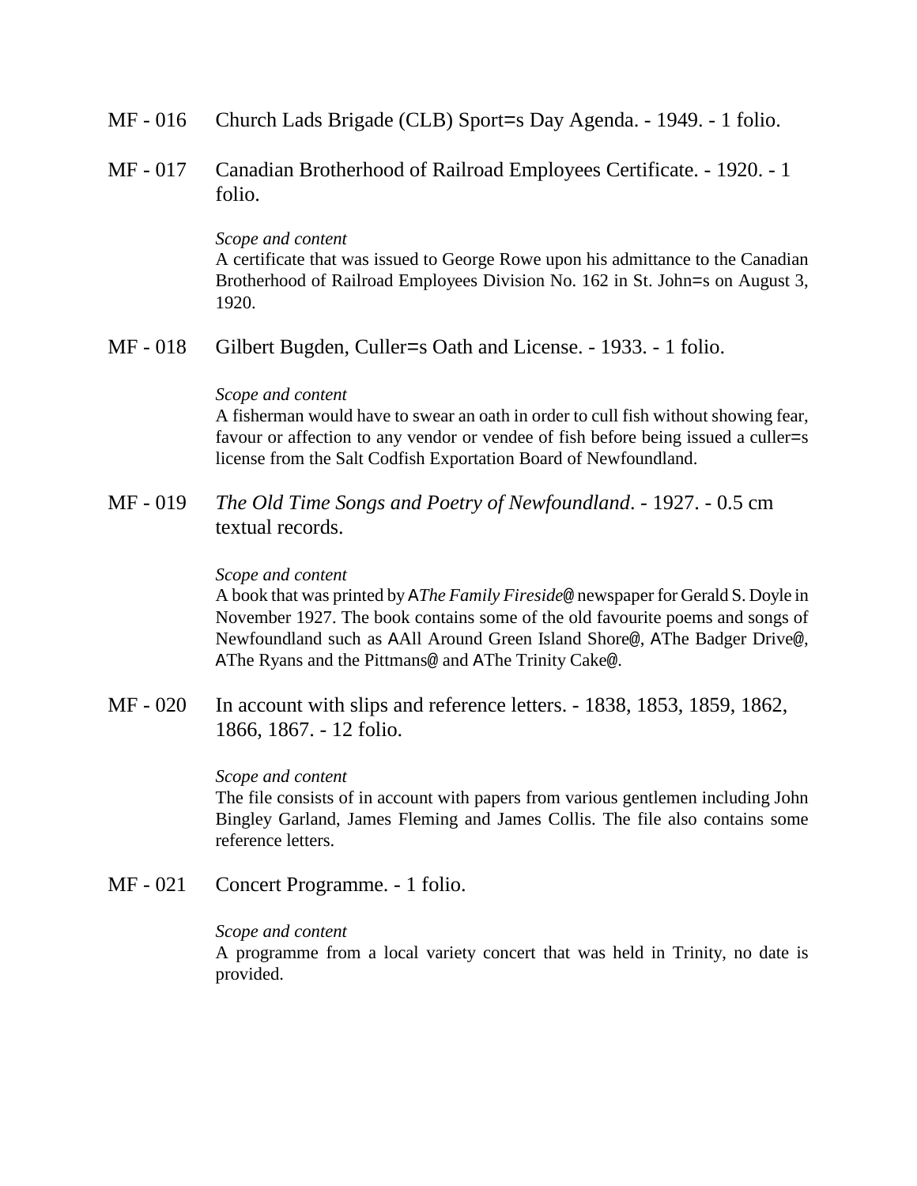MF - 016 Church Lads Brigade (CLB) Sport=s Day Agenda. - 1949. - 1 folio.

MF - 017 Canadian Brotherhood of Railroad Employees Certificate. - 1920. - 1 folio.

*Scope and content*
A certificate that was issued to George Rowe upon his admittance to the Canadian Brotherhood of Railroad Employees Division No. 162 in St. John=s on August 3, 1920.

MF - 018 Gilbert Bugden, Culler=s Oath and License. - 1933. - 1 folio.

*Scope and content*
A fisherman would have to swear an oath in order to cull fish without showing fear, favour or affection to any vendor or vendee of fish before being issued a culler=s license from the Salt Codfish Exportation Board of Newfoundland.

MF - 019 *The Old Time Songs and Poetry of Newfoundland*. - 1927. - 0.5 cm textual records.

*Scope and content*
A book that was printed by A*The Family Fireside*@ newspaper for Gerald S. Doyle in November 1927. The book contains some of the old favourite poems and songs of Newfoundland such as AAll Around Green Island Shore@, AThe Badger Drive@, AThe Ryans and the Pittmans@ and AThe Trinity Cake@.

MF - 020 In account with slips and reference letters. - 1838, 1853, 1859, 1862, 1866, 1867. - 12 folio.

*Scope and content*
The file consists of in account with papers from various gentlemen including John Bingley Garland, James Fleming and James Collis. The file also contains some reference letters.

MF - 021 Concert Programme. - 1 folio.

*Scope and content*
A programme from a local variety concert that was held in Trinity, no date is provided.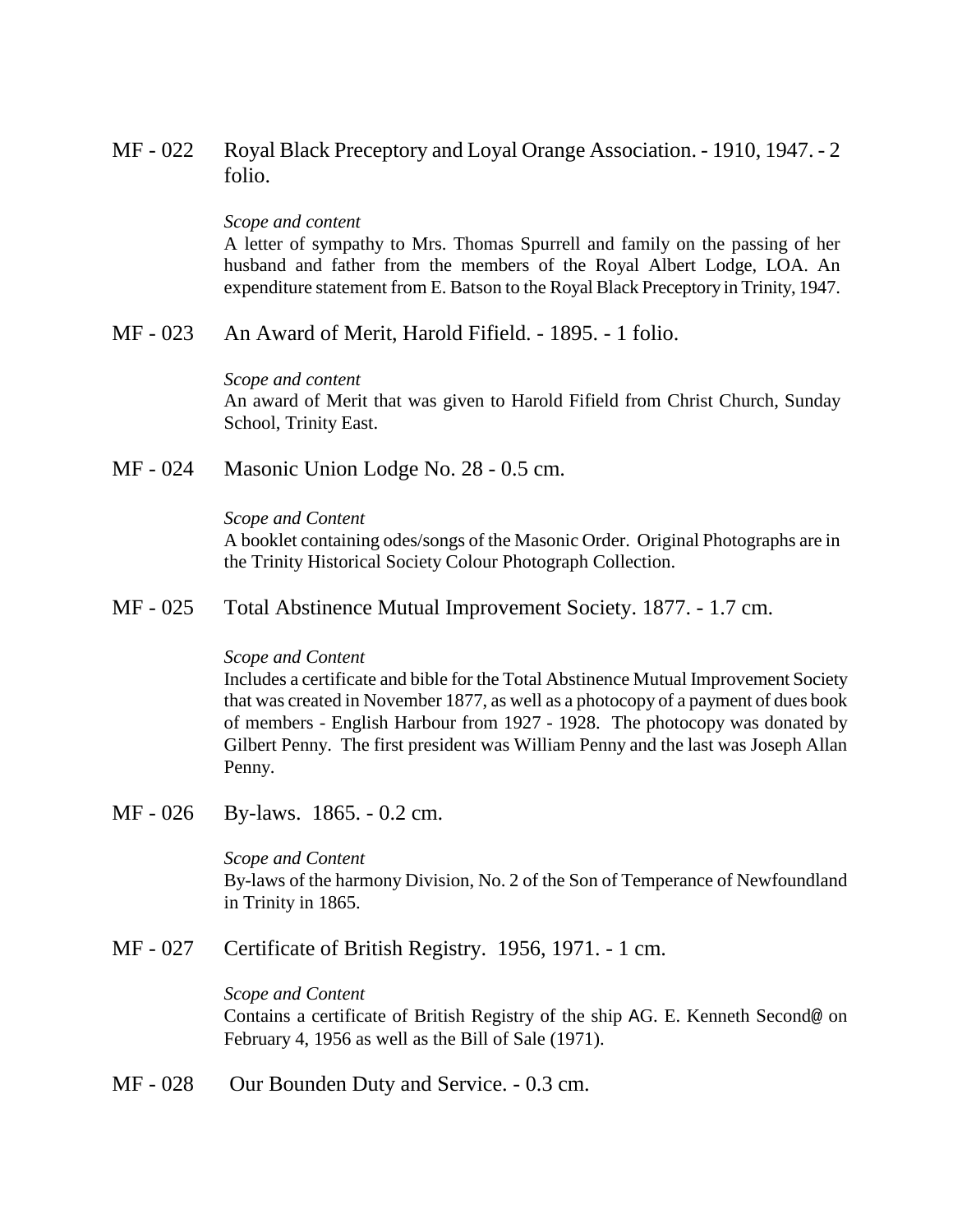MF - 022 Royal Black Preceptory and Loyal Orange Association. - 1910, 1947. - 2 folio.

*Scope and content*
A letter of sympathy to Mrs. Thomas Spurrell and family on the passing of her husband and father from the members of the Royal Albert Lodge, LOA. An expenditure statement from E. Batson to the Royal Black Preceptory in Trinity, 1947.

MF - 023 An Award of Merit, Harold Fifield. - 1895. - 1 folio.

*Scope and content*
An award of Merit that was given to Harold Fifield from Christ Church, Sunday School, Trinity East.

MF - 024 Masonic Union Lodge No. 28 - 0.5 cm.

*Scope and Content*
A booklet containing odes/songs of the Masonic Order. Original Photographs are in the Trinity Historical Society Colour Photograph Collection.

MF - 025 Total Abstinence Mutual Improvement Society. 1877. - 1.7 cm.

*Scope and Content*
Includes a certificate and bible for the Total Abstinence Mutual Improvement Society that was created in November 1877, as well as a photocopy of a payment of dues book of members - English Harbour from 1927 - 1928. The photocopy was donated by Gilbert Penny. The first president was William Penny and the last was Joseph Allan Penny.

MF - 026 By-laws. 1865. - 0.2 cm.

*Scope and Content*
By-laws of the harmony Division, No. 2 of the Son of Temperance of Newfoundland in Trinity in 1865.

MF - 027 Certificate of British Registry. 1956, 1971. - 1 cm.

*Scope and Content*
Contains a certificate of British Registry of the ship AG. E. Kenneth Second@ on February 4, 1956 as well as the Bill of Sale (1971).

MF - 028 Our Bounden Duty and Service. - 0.3 cm.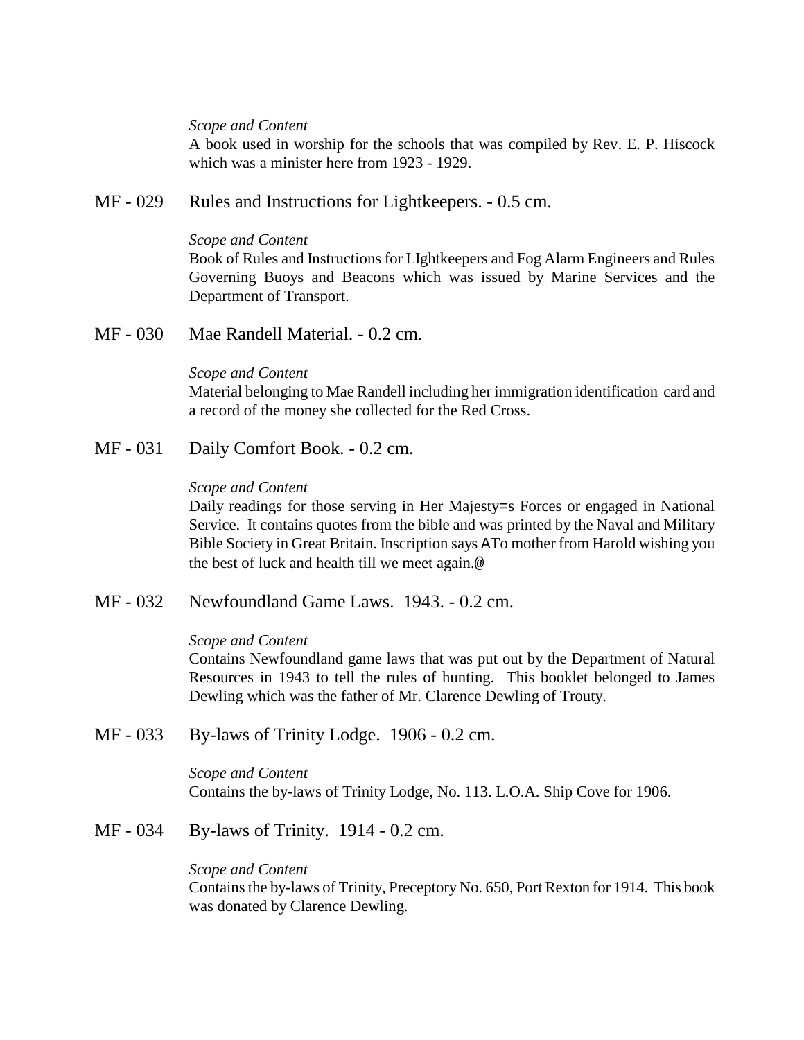*Scope and Content*
A book used in worship for the schools that was compiled by Rev. E. P. Hiscock which was a minister here from 1923 - 1929.

MF - 029 Rules and Instructions for Lightkeepers. - 0.5 cm.

*Scope and Content*
Book of Rules and Instructions for LIghtkeepers and Fog Alarm Engineers and Rules Governing Buoys and Beacons which was issued by Marine Services and the Department of Transport.

MF - 030 Mae Randell Material. - 0.2 cm.

*Scope and Content*
Material belonging to Mae Randell including her immigration identification card and a record of the money she collected for the Red Cross.

MF - 031 Daily Comfort Book. - 0.2 cm.

*Scope and Content*
Daily readings for those serving in Her Majesty=s Forces or engaged in National Service. It contains quotes from the bible and was printed by the Naval and Military Bible Society in Great Britain. Inscription says ATo mother from Harold wishing you the best of luck and health till we meet again.@

MF - 032 Newfoundland Game Laws. 1943. - 0.2 cm.

*Scope and Content*
Contains Newfoundland game laws that was put out by the Department of Natural Resources in 1943 to tell the rules of hunting. This booklet belonged to James Dewling which was the father of Mr. Clarence Dewling of Trouty.

MF - 033 By-laws of Trinity Lodge. 1906 - 0.2 cm.

*Scope and Content*
Contains the by-laws of Trinity Lodge, No. 113. L.O.A. Ship Cove for 1906.

MF - 034 By-laws of Trinity. 1914 - 0.2 cm.

*Scope and Content*
Contains the by-laws of Trinity, Preceptory No. 650, Port Rexton for 1914. This book was donated by Clarence Dewling.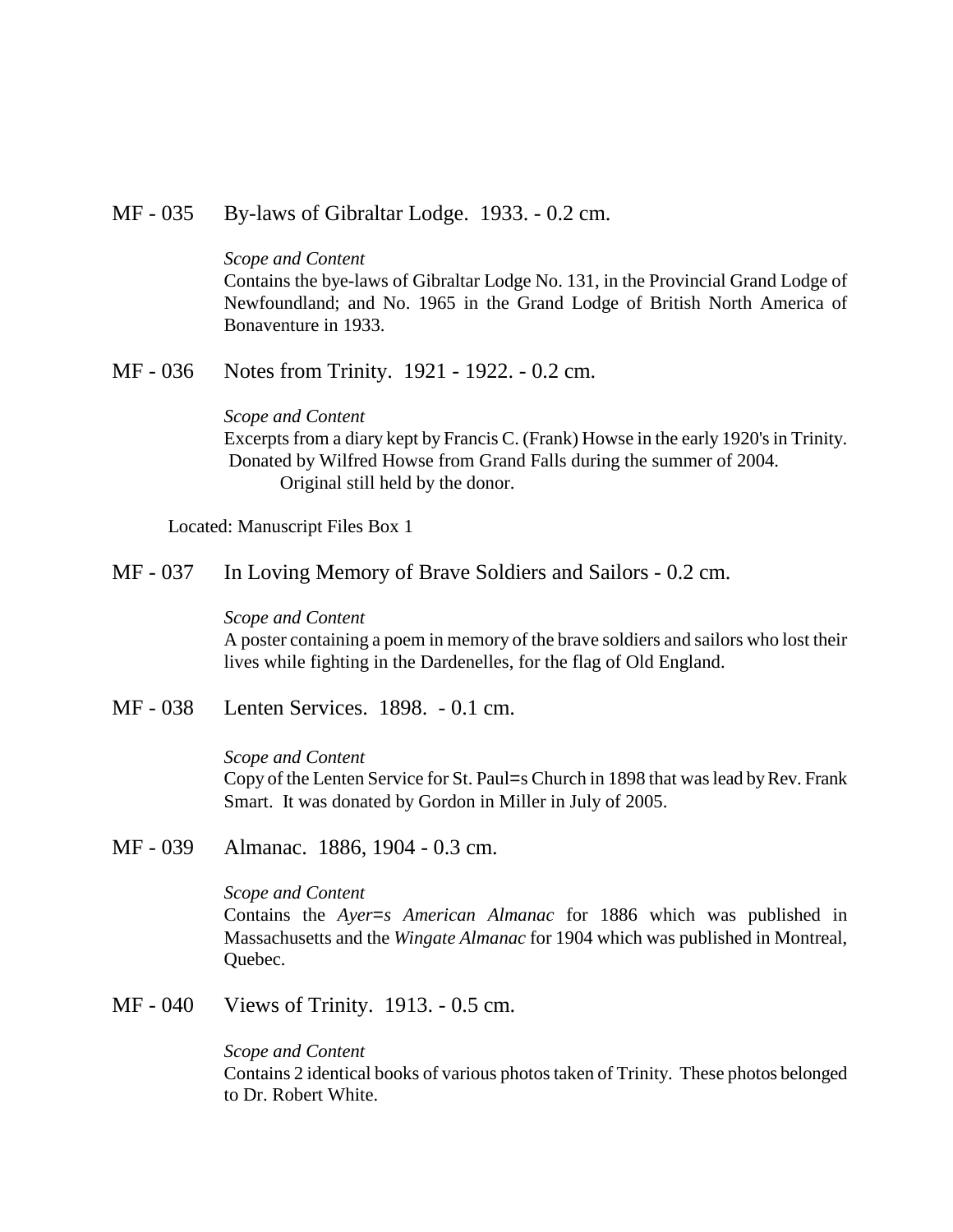MF - 035 By-laws of Gibraltar Lodge. 1933. - 0.2 cm.

*Scope and Content*
Contains the bye-laws of Gibraltar Lodge No. 131, in the Provincial Grand Lodge of Newfoundland; and No. 1965 in the Grand Lodge of British North America of Bonaventure in 1933.

MF - 036 Notes from Trinity. 1921 - 1922. - 0.2 cm.

*Scope and Content*
Excerpts from a diary kept by Francis C. (Frank) Howse in the early 1920's in Trinity. Donated by Wilfred Howse from Grand Falls during the summer of 2004. Original still held by the donor.

Located: Manuscript Files Box 1

MF - 037 In Loving Memory of Brave Soldiers and Sailors - 0.2 cm.

*Scope and Content*
A poster containing a poem in memory of the brave soldiers and sailors who lost their lives while fighting in the Dardenelles, for the flag of Old England.

MF - 038 Lenten Services. 1898. - 0.1 cm.

*Scope and Content*
Copy of the Lenten Service for St. Paul=s Church in 1898 that was lead by Rev. Frank Smart. It was donated by Gordon in Miller in July of 2005.

MF - 039 Almanac. 1886, 1904 - 0.3 cm.

*Scope and Content*
Contains the *Ayer=s American Almanac* for 1886 which was published in Massachusetts and the *Wingate Almanac* for 1904 which was published in Montreal, Quebec.

MF - 040 Views of Trinity. 1913. - 0.5 cm.

*Scope and Content*
Contains 2 identical books of various photos taken of Trinity. These photos belonged to Dr. Robert White.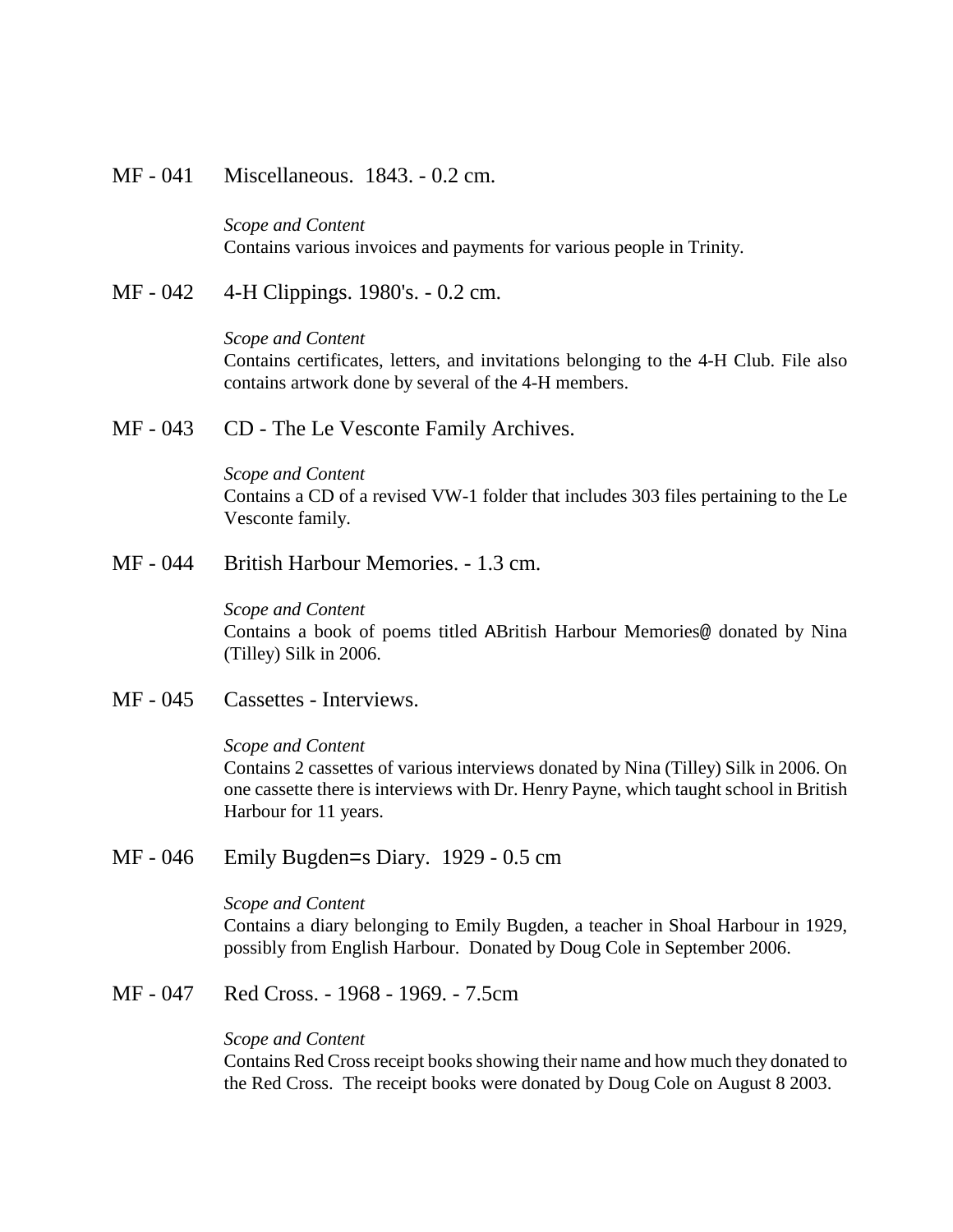MF - 041 Miscellaneous. 1843. - 0.2 cm.

*Scope and Content*
Contains various invoices and payments for various people in Trinity.

MF - 042 4-H Clippings. 1980's. - 0.2 cm.

*Scope and Content*
Contains certificates, letters, and invitations belonging to the 4-H Club. File also contains artwork done by several of the 4-H members.

MF - 043 CD - The Le Vesconte Family Archives.

*Scope and Content*
Contains a CD of a revised VW-1 folder that includes 303 files pertaining to the Le Vesconte family.

MF - 044 British Harbour Memories. - 1.3 cm.

*Scope and Content*
Contains a book of poems titled ABritish Harbour Memories@ donated by Nina (Tilley) Silk in 2006.

MF - 045 Cassettes - Interviews.

*Scope and Content*
Contains 2 cassettes of various interviews donated by Nina (Tilley) Silk in 2006. On one cassette there is interviews with Dr. Henry Payne, which taught school in British Harbour for 11 years.

MF - 046 Emily Bugden=s Diary. 1929 - 0.5 cm

*Scope and Content*
Contains a diary belonging to Emily Bugden, a teacher in Shoal Harbour in 1929, possibly from English Harbour. Donated by Doug Cole in September 2006.

MF - 047 Red Cross. - 1968 - 1969. - 7.5cm

*Scope and Content*
Contains Red Cross receipt books showing their name and how much they donated to the Red Cross. The receipt books were donated by Doug Cole on August 8 2003.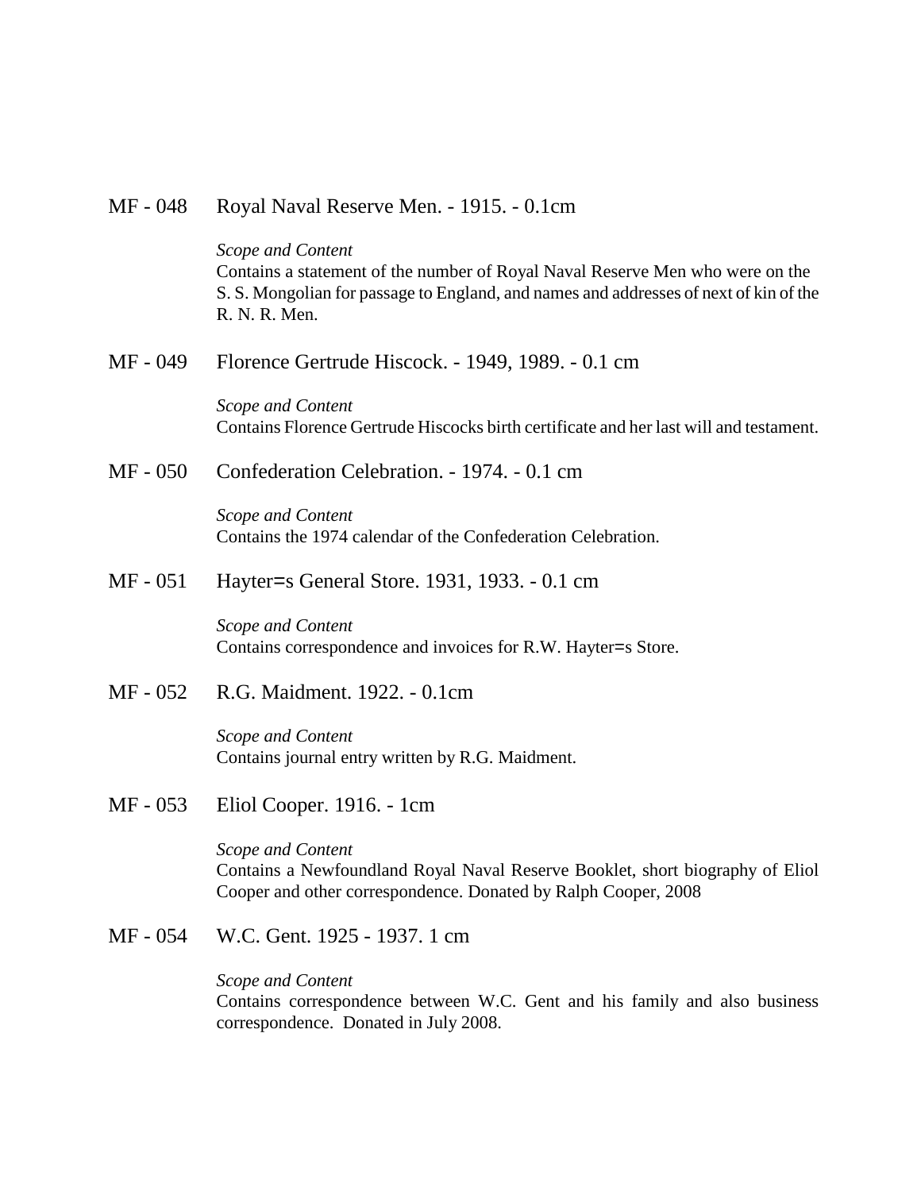MF - 048 Royal Naval Reserve Men. - 1915. - 0.1cm

*Scope and Content*
Contains a statement of the number of Royal Naval Reserve Men who were on the S. S. Mongolian for passage to England, and names and addresses of next of kin of the R. N. R. Men.

MF - 049 Florence Gertrude Hiscock. - 1949, 1989. - 0.1 cm

*Scope and Content*
Contains Florence Gertrude Hiscocks birth certificate and her last will and testament.

MF - 050 Confederation Celebration. - 1974. - 0.1 cm

*Scope and Content*
Contains the 1974 calendar of the Confederation Celebration.

MF - 051 Hayter=s General Store. 1931, 1933. - 0.1 cm

*Scope and Content*
Contains correspondence and invoices for R.W. Hayter=s Store.

MF - 052 R.G. Maidment. 1922. - 0.1cm

*Scope and Content*
Contains journal entry written by R.G. Maidment.

MF - 053 Eliol Cooper. 1916. - 1cm

*Scope and Content*
Contains a Newfoundland Royal Naval Reserve Booklet, short biography of Eliol Cooper and other correspondence. Donated by Ralph Cooper, 2008

MF - 054 W.C. Gent. 1925 - 1937. 1 cm

*Scope and Content*
Contains correspondence between W.C. Gent and his family and also business correspondence. Donated in July 2008.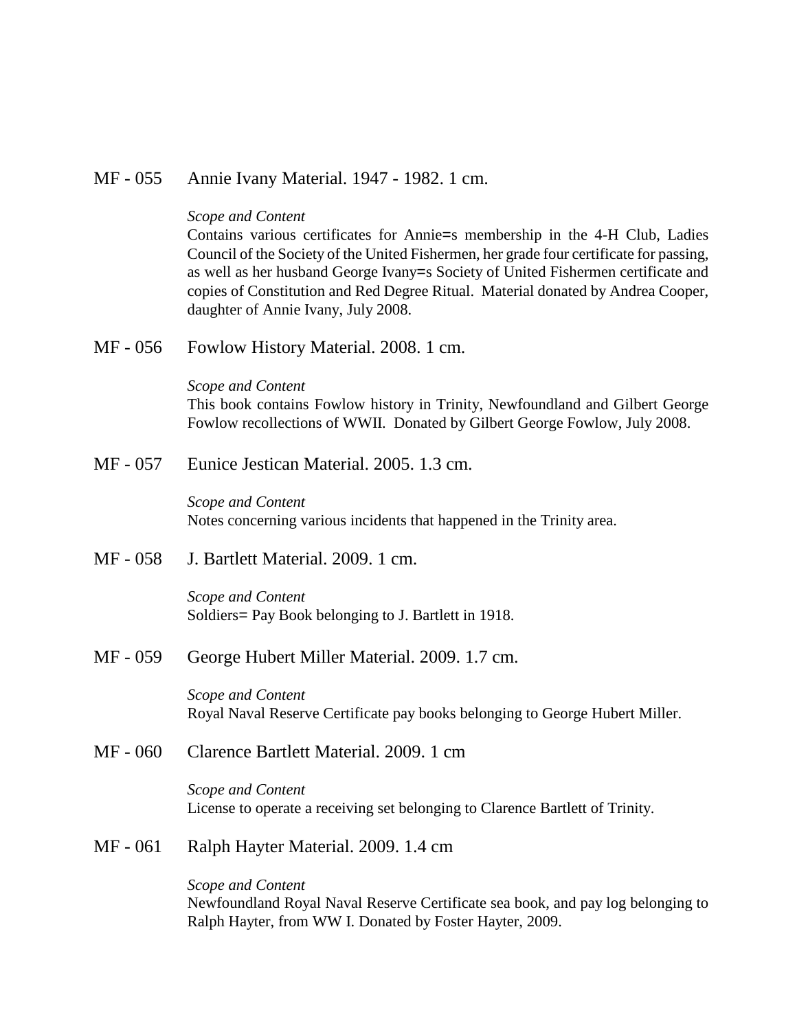MF - 055 Annie Ivany Material. 1947 - 1982. 1 cm.

*Scope and Content*

Contains various certificates for Annie=s membership in the 4-H Club, Ladies Council of the Society of the United Fishermen, her grade four certificate for passing, as well as her husband George Ivany=s Society of United Fishermen certificate and copies of Constitution and Red Degree Ritual. Material donated by Andrea Cooper, daughter of Annie Ivany, July 2008.

MF - 056 Fowlow History Material. 2008. 1 cm.

*Scope and Content*

This book contains Fowlow history in Trinity, Newfoundland and Gilbert George Fowlow recollections of WWII. Donated by Gilbert George Fowlow, July 2008.

MF - 057 Eunice Jestican Material. 2005. 1.3 cm.

*Scope and Content*

Notes concerning various incidents that happened in the Trinity area.

MF - 058 J. Bartlett Material. 2009. 1 cm.

*Scope and Content*

Soldiers= Pay Book belonging to J. Bartlett in 1918.

MF - 059 George Hubert Miller Material. 2009. 1.7 cm.

*Scope and Content*

Royal Naval Reserve Certificate pay books belonging to George Hubert Miller.

MF - 060 Clarence Bartlett Material. 2009. 1 cm

*Scope and Content*

License to operate a receiving set belonging to Clarence Bartlett of Trinity.

MF - 061 Ralph Hayter Material. 2009. 1.4 cm

*Scope and Content*

Newfoundland Royal Naval Reserve Certificate sea book, and pay log belonging to Ralph Hayter, from WW I. Donated by Foster Hayter, 2009.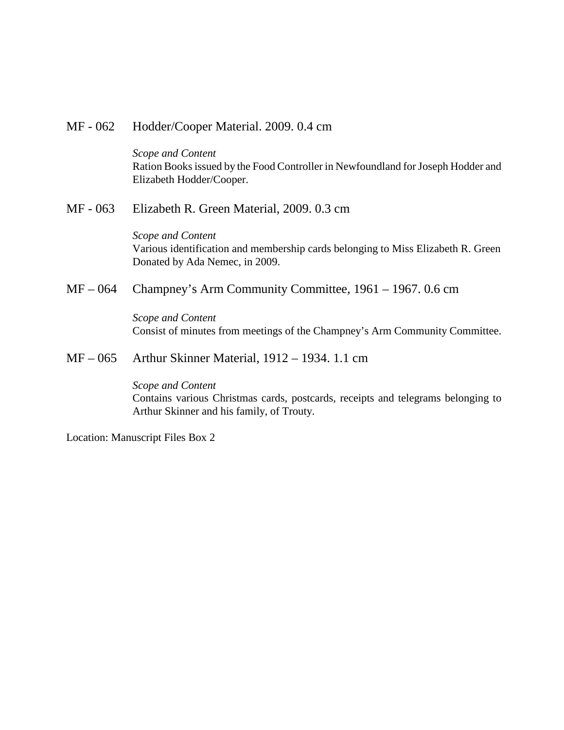MF - 062 Hodder/Cooper Material. 2009. 0.4 cm

*Scope and Content*
Ration Books issued by the Food Controller in Newfoundland for Joseph Hodder and Elizabeth Hodder/Cooper.

MF - 063 Elizabeth R. Green Material, 2009. 0.3 cm

*Scope and Content*
Various identification and membership cards belonging to Miss Elizabeth R. Green Donated by Ada Nemec, in 2009.

MF – 064 Champney's Arm Community Committee, 1961 – 1967. 0.6 cm

*Scope and Content*
Consist of minutes from meetings of the Champney's Arm Community Committee.

MF – 065 Arthur Skinner Material, 1912 – 1934. 1.1 cm

*Scope and Content*
Contains various Christmas cards, postcards, receipts and telegrams belonging to Arthur Skinner and his family, of Trouty.

Location: Manuscript Files Box 2